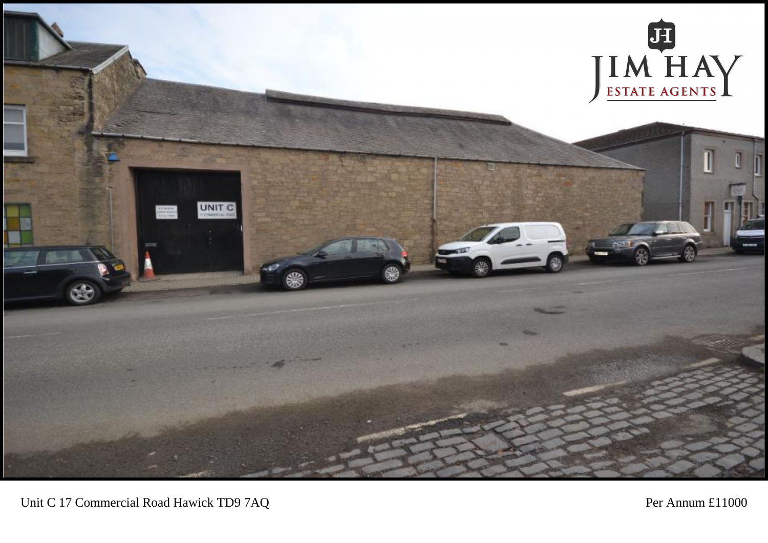Unit C 17 Commercial Road Hawick TD9 7AQ

Per Annum £11000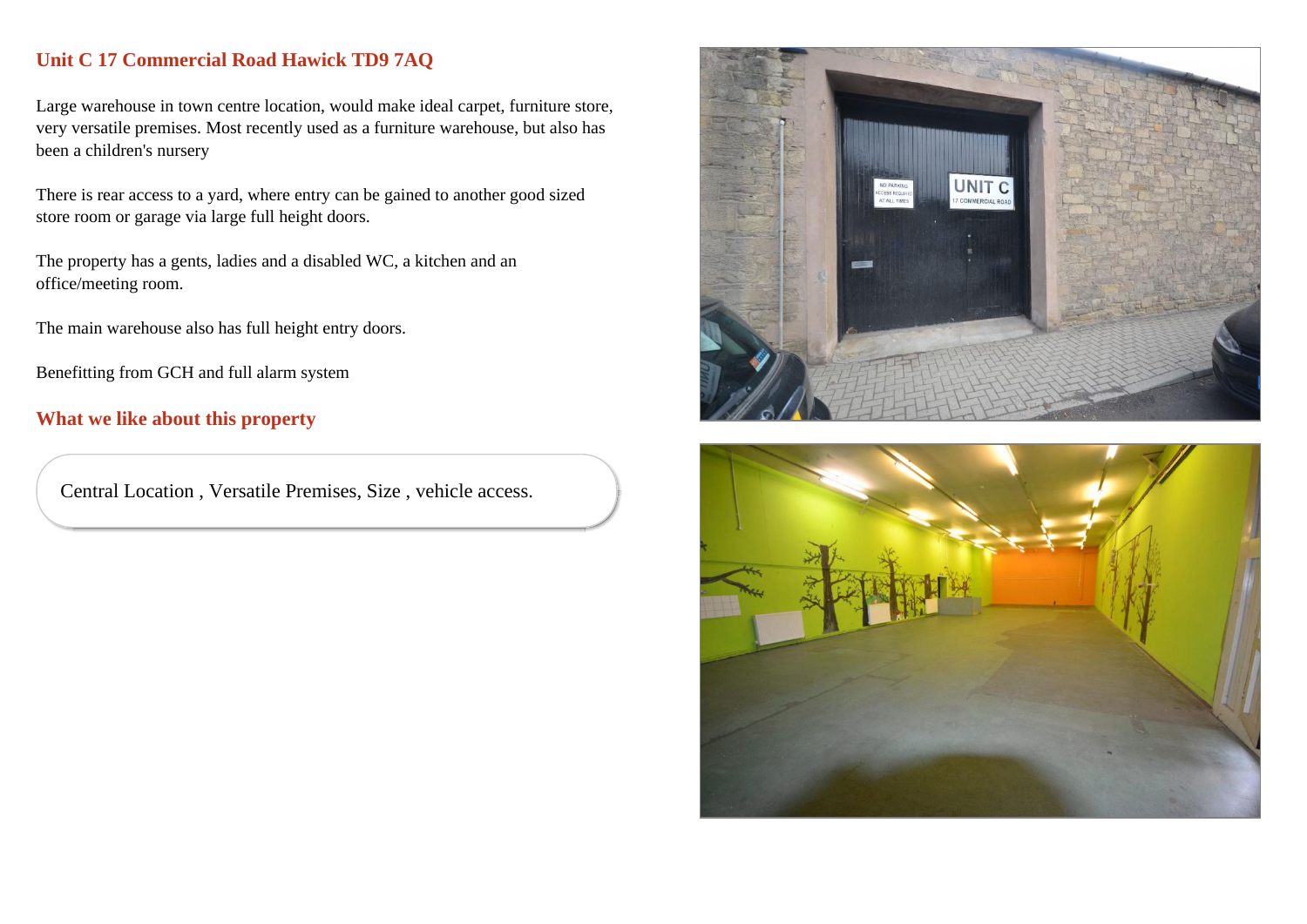## Unit C 17 Commercial Road Hawick TD9 7AQ

Large warehouse in town centre location, would make ideal carpet, furniture store, very versatile premises. Most recently used as a furniture warehouse, but also has been a children's nursery

There is rear access to a yard, where entry can be gained to another good sized store room or garage via large full height doors.

The property has a gents, ladies and a disabled WC, a kitchen and an office/meeting room.

The main warehouse also has full height entry doors.

Benefitting from GCH and full alarm system

## What we like about this property

Central Location , Versatile Premises, Size , vehicle access.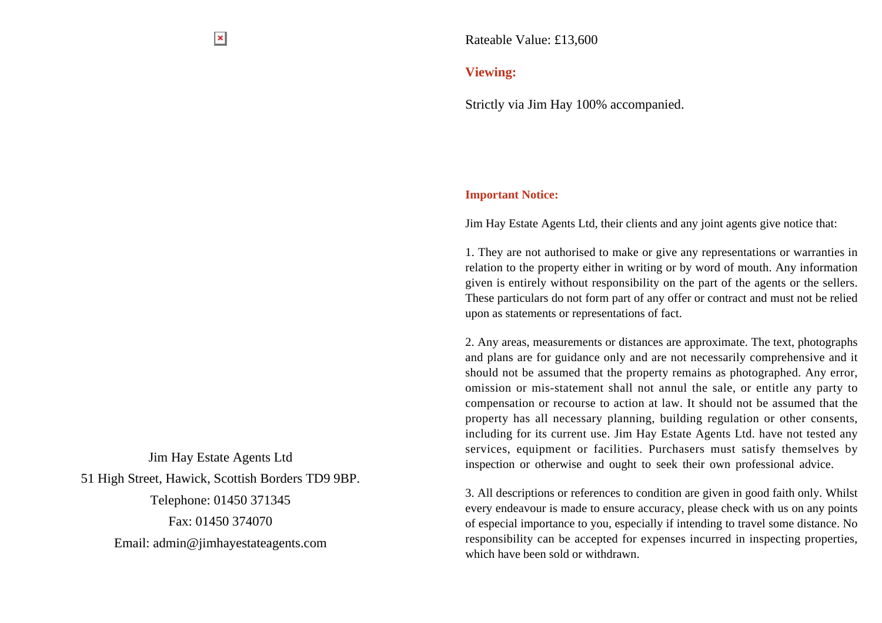Jim Hay Estate Agents Ltd

51 High Street, Hawick, Scottish Borders TD9 9BP.

Telephone: 01450 371345

Fax: 01450 374070

Email: admin@jimhayestateagents.com

Rateable Value: £13,600

## Viewing:

Strictly via Jim Hay 100% accompanied.

### Important Notice:

Jim Hay Estate Agents Ltd, their clients and any joint agents give notice that:

1. They are not authorised to make or give any representations or warranties in relation to the property either in writing or by word of mouth. Any information given is entirely without responsibility on the part of the agents or the sellers. These particulars do not form part of any offer or contract and must not be relied upon as statements or representations of fact.

2. Any areas, measurements or distances are approximate. The text, photographs and plans are for guidance only and are not necessarily comprehensive and it should not be assumed that the property remains as photographed. Any error, omission or mis-statement shall not annul the sale, or entitle any party to compensation or recourse to action at law. It should not be assumed that the property has all necessary planning, building regulation or other consents, including for its current use. Jim Hay Estate Agents Ltd. have not tested any services, equipment or facilities. Purchasers must satisfy themselves by inspection or otherwise and ought to seek their own professional advice.

3. All descriptions or references to condition are given in good faith only. Whilst every endeavour is made to ensure accuracy, please check with us on any points of especial importance to you, especially if intending to travel some distance. No responsibility can be accepted for expenses incurred in inspecting properties, which have been sold or withdrawn.